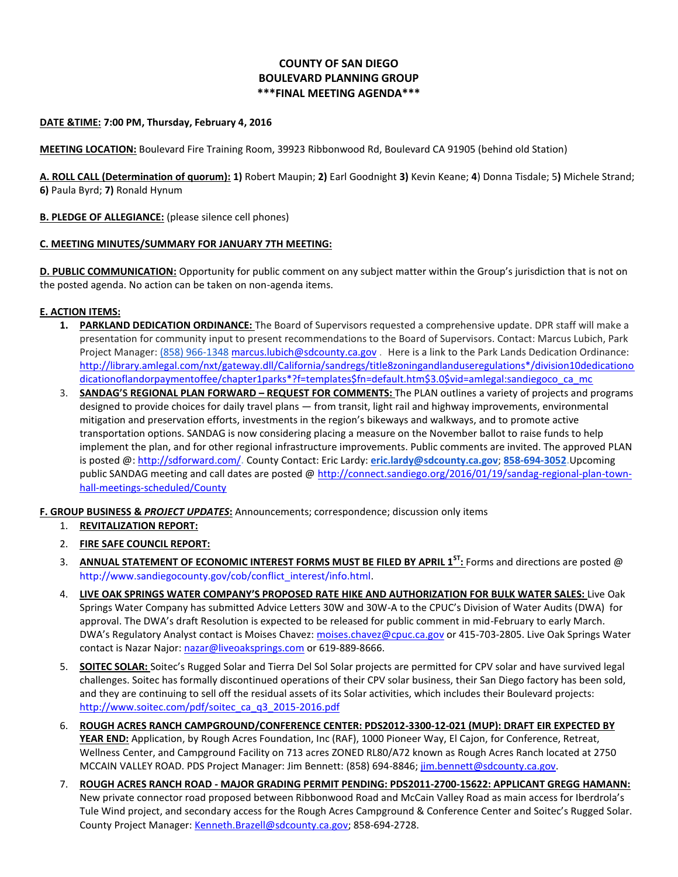# COUNTY OF SAN DIEGO
# BOULEVARD PLANNING GROUP
# ***FINAL MEETING AGENDA***

**DATE &TIME:** **7:00 PM, Thursday, February 4, 2016**

**MEETING LOCATION:** Boulevard Fire Training Room, 39923 Ribbonwood Rd, Boulevard CA 91905 (behind old Station)

**A. ROLL CALL (Determination of quorum):** **1)** Robert Maupin; **2)** Earl Goodnight **3)** Kevin Keane; **4**) Donna Tisdale; 5**)** Michele Strand; **6)** Paula Byrd; **7)** Ronald Hynum

**B. PLEDGE OF ALLEGIANCE:** (please silence cell phones)

**C. MEETING MINUTES/SUMMARY FOR JANUARY 7TH MEETING:**

**D. PUBLIC COMMUNICATION:** Opportunity for public comment on any subject matter within the Group's jurisdiction that is not on the posted agenda. No action can be taken on non-agenda items.

**E. ACTION ITEMS:**

1. **PARKLAND DEDICATION ORDINANCE:** The Board of Supervisors requested a comprehensive update. DPR staff will make a presentation for community input to present recommendations to the Board of Supervisors. Contact: Marcus Lubich, Park Project Manager: (858) 966-1348 marcus.lubich@sdcounty.ca.gov . Here is a link to the Park Lands Dedication Ordinance: http://library.amlegal.com/nxt/gateway.dll/California/sandregs/title8zoningandlanduseregulations*/division10dedicationodicationoflandorpaymentoffee/chapter1parks*?f=templates$fn=default.htm$3.0$vid=amlegal:sandiegoco_ca_mc
3. **SANDAG'S REGIONAL PLAN FORWARD – REQUEST FOR COMMENTS:** The PLAN outlines a variety of projects and programs designed to provide choices for daily travel plans — from transit, light rail and highway improvements, environmental mitigation and preservation efforts, investments in the region's bikeways and walkways, and to promote active transportation options. SANDAG is now considering placing a measure on the November ballot to raise funds to help implement the plan, and for other regional infrastructure improvements. Public comments are invited. The approved PLAN is posted @: http://sdforward.com/. County Contact: Eric Lardy: **eric.lardy@sdcounty.ca.gov**; **858-694-3052**.Upcoming public SANDAG meeting and call dates are posted @ http://connect.sandiego.org/2016/01/19/sandag-regional-plan-town-hall-meetings-scheduled/County

**F. GROUP BUSINESS & *PROJECT UPDATES*:** Announcements; correspondence; discussion only items

1. **REVITALIZATION REPORT:**
2. **FIRE SAFE COUNCIL REPORT:**
3. **ANNUAL STATEMENT OF ECONOMIC INTEREST FORMS MUST BE FILED BY APRIL 1ST:** Forms and directions are posted @ http://www.sandiegocounty.gov/cob/conflict_interest/info.html.
4. **LIVE OAK SPRINGS WATER COMPANY'S PROPOSED RATE HIKE AND AUTHORIZATION FOR BULK WATER SALES:** Live Oak Springs Water Company has submitted Advice Letters 30W and 30W-A to the CPUC's Division of Water Audits (DWA) for approval. The DWA's draft Resolution is expected to be released for public comment in mid-February to early March. DWA's Regulatory Analyst contact is Moises Chavez: moises.chavez@cpuc.ca.gov or 415-703-2805. Live Oak Springs Water contact is Nazar Najor: nazar@liveoaksprings.com or 619-889-8666.
5. **SOITEC SOLAR:** Soitec's Rugged Solar and Tierra Del Sol Solar projects are permitted for CPV solar and have survived legal challenges. Soitec has formally discontinued operations of their CPV solar business, their San Diego factory has been sold, and they are continuing to sell off the residual assets of its Solar activities, which includes their Boulevard projects: http://www.soitec.com/pdf/soitec_ca_q3_2015-2016.pdf
6. **ROUGH ACRES RANCH CAMPGROUND/CONFERENCE CENTER: PDS2012-3300-12-021 (MUP): DRAFT EIR EXPECTED BY YEAR END:** Application, by Rough Acres Foundation, Inc (RAF), 1000 Pioneer Way, El Cajon, for Conference, Retreat, Wellness Center, and Campground Facility on 713 acres ZONED RL80/A72 known as Rough Acres Ranch located at 2750 MCCAIN VALLEY ROAD. PDS Project Manager: Jim Bennett: (858) 694-8846; jim.bennett@sdcounty.ca.gov.
7. **ROUGH ACRES RANCH ROAD - MAJOR GRADING PERMIT PENDING: PDS2011-2700-15622: APPLICANT GREGG HAMANN:** New private connector road proposed between Ribbonwood Road and McCain Valley Road as main access for Iberdrola's Tule Wind project, and secondary access for the Rough Acres Campground & Conference Center and Soitec's Rugged Solar. County Project Manager: Kenneth.Brazell@sdcounty.ca.gov; 858-694-2728.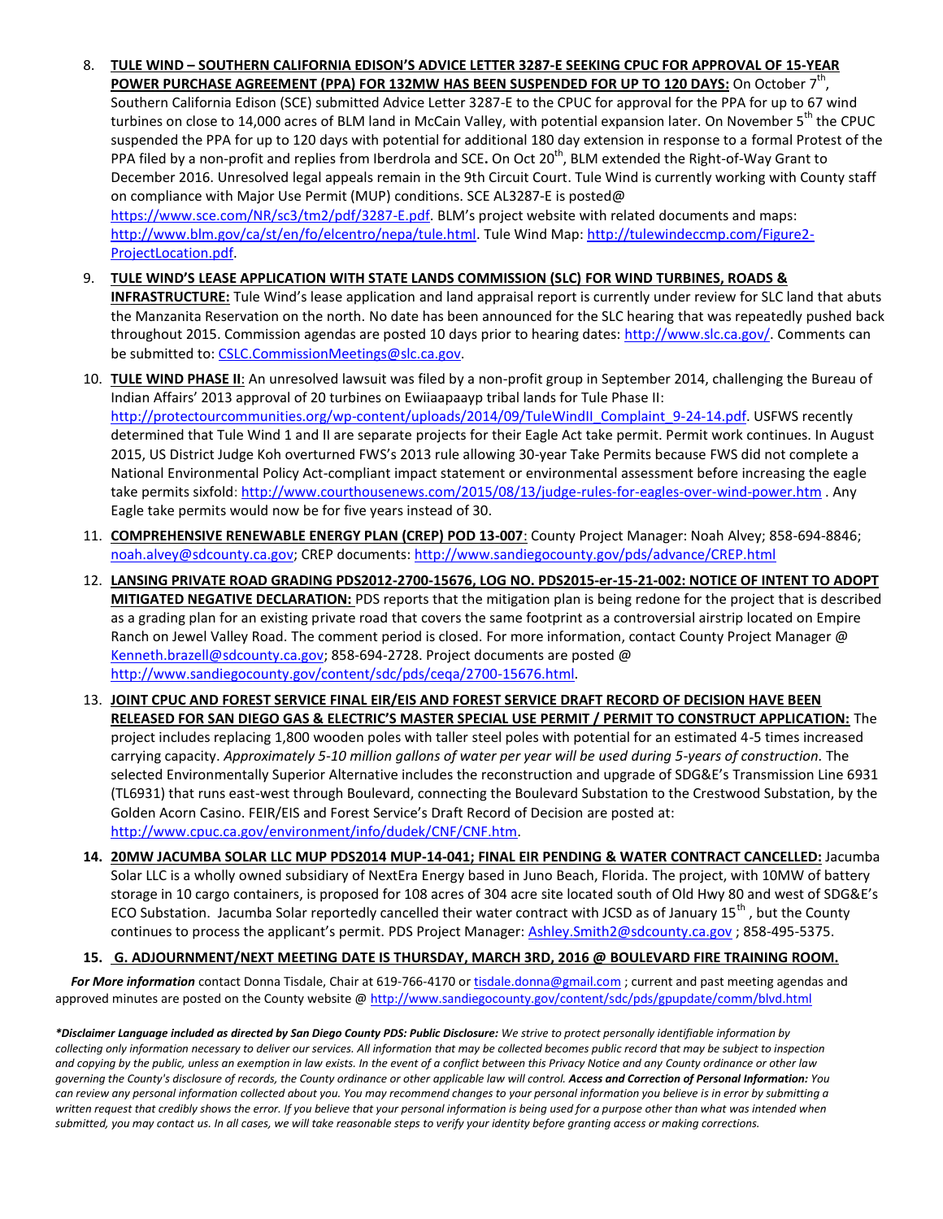8. **TULE WIND – SOUTHERN CALIFORNIA EDISON'S ADVICE LETTER 3287-E SEEKING CPUC FOR APPROVAL OF 15-YEAR POWER PURCHASE AGREEMENT (PPA) FOR 132MW HAS BEEN SUSPENDED FOR UP TO 120 DAYS:** On October 7th, Southern California Edison (SCE) submitted Advice Letter 3287-E to the CPUC for approval for the PPA for up to 67 wind turbines on close to 14,000 acres of BLM land in McCain Valley, with potential expansion later. On November 5th the CPUC suspended the PPA for up to 120 days with potential for additional 180 day extension in response to a formal Protest of the PPA filed by a non-profit and replies from Iberdrola and SCE. On Oct 20th, BLM extended the Right-of-Way Grant to December 2016. Unresolved legal appeals remain in the 9th Circuit Court. Tule Wind is currently working with County staff on compliance with Major Use Permit (MUP) conditions. SCE AL3287-E is posted@ https://www.sce.com/NR/sc3/tm2/pdf/3287-E.pdf. BLM's project website with related documents and maps: http://www.blm.gov/ca/st/en/fo/elcentro/nepa/tule.html. Tule Wind Map: http://tulewindeccmp.com/Figure2-ProjectLocation.pdf.

9. **TULE WIND'S LEASE APPLICATION WITH STATE LANDS COMMISSION (SLC) FOR WIND TURBINES, ROADS & INFRASTRUCTURE:** Tule Wind's lease application and land appraisal report is currently under review for SLC land that abuts the Manzanita Reservation on the north. No date has been announced for the SLC hearing that was repeatedly pushed back throughout 2015. Commission agendas are posted 10 days prior to hearing dates: http://www.slc.ca.gov/. Comments can be submitted to: CSLC.CommissionMeetings@slc.ca.gov.

10. **TULE WIND PHASE II**: An unresolved lawsuit was filed by a non-profit group in September 2014, challenging the Bureau of Indian Affairs' 2013 approval of 20 turbines on Ewiiaapaayp tribal lands for Tule Phase II: http://protectourcommunities.org/wp-content/uploads/2014/09/TuleWindII_Complaint_9-24-14.pdf. USFWS recently determined that Tule Wind 1 and II are separate projects for their Eagle Act take permit. Permit work continues. In August 2015, US District Judge Koh overturned FWS's 2013 rule allowing 30-year Take Permits because FWS did not complete a National Environmental Policy Act-compliant impact statement or environmental assessment before increasing the eagle take permits sixfold: http://www.courthousenews.com/2015/08/13/judge-rules-for-eagles-over-wind-power.htm . Any Eagle take permits would now be for five years instead of 30.

11. **COMPREHENSIVE RENEWABLE ENERGY PLAN (CREP) POD 13-007**: County Project Manager: Noah Alvey; 858-694-8846; noah.alvey@sdcounty.ca.gov; CREP documents: http://www.sandiegocounty.gov/pds/advance/CREP.html

12. **LANSING PRIVATE ROAD GRADING PDS2012-2700-15676, LOG NO. PDS2015-er-15-21-002: NOTICE OF INTENT TO ADOPT MITIGATED NEGATIVE DECLARATION:** PDS reports that the mitigation plan is being redone for the project that is described as a grading plan for an existing private road that covers the same footprint as a controversial airstrip located on Empire Ranch on Jewel Valley Road. The comment period is closed. For more information, contact County Project Manager @ Kenneth.brazell@sdcounty.ca.gov; 858-694-2728. Project documents are posted @ http://www.sandiegocounty.gov/content/sdc/pds/ceqa/2700-15676.html.

13. **JOINT CPUC AND FOREST SERVICE FINAL EIR/EIS AND FOREST SERVICE DRAFT RECORD OF DECISION HAVE BEEN RELEASED FOR SAN DIEGO GAS & ELECTRIC'S MASTER SPECIAL USE PERMIT / PERMIT TO CONSTRUCT APPLICATION:** The project includes replacing 1,800 wooden poles with taller steel poles with potential for an estimated 4-5 times increased carrying capacity. *Approximately 5-10 million gallons of water per year will be used during 5-years of construction.* The selected Environmentally Superior Alternative includes the reconstruction and upgrade of SDG&E's Transmission Line 6931 (TL6931) that runs east-west through Boulevard, connecting the Boulevard Substation to the Crestwood Substation, by the Golden Acorn Casino. FEIR/EIS and Forest Service's Draft Record of Decision are posted at: http://www.cpuc.ca.gov/environment/info/dudek/CNF/CNF.htm.

14. **20MW JACUMBA SOLAR LLC MUP PDS2014 MUP-14-041; FINAL EIR PENDING & WATER CONTRACT CANCELLED:** Jacumba Solar LLC is a wholly owned subsidiary of NextEra Energy based in Juno Beach, Florida. The project, with 10MW of battery storage in 108 cargo containers, is proposed for 108 acres of 304 acre site located south of Old Hwy 80 and west of SDG&E's ECO Substation. Jacumba Solar reportedly cancelled their water contract with JCSD as of January 15th , but the County continues to process the applicant's permit. PDS Project Manager: Ashley.Smith2@sdcounty.ca.gov ; 858-495-5375.

15. **G. ADJOURNMENT/NEXT MEETING DATE IS THURSDAY, MARCH 3RD, 2016 @ BOULEVARD FIRE TRAINING ROOM.**

***For More information*** contact Donna Tisdale, Chair at 619-766-4170 or tisdale.donna@gmail.com ; current and past meeting agendas and approved minutes are posted on the County website @ http://www.sandiegocounty.gov/content/sdc/pds/gpupdate/comm/blvd.html

****Disclaimer Language included as directed by San Diego County PDS: Public Disclosure:*** *We strive to protect personally identifiable information by collecting only information necessary to deliver our services. All information that may be collected becomes public record that may be subject to inspection and copying by the public, unless an exemption in law exists. In the event of a conflict between this Privacy Notice and any County ordinance or other law governing the County's disclosure of records, the County ordinance or other applicable law will control.* ***Access and Correction of Personal Information:*** *You can review any personal information collected about you. You may recommend changes to your personal information you believe is in error by submitting a written request that credibly shows the error. If you believe that your personal information is being used for a purpose other than what was intended when submitted, you may contact us. In all cases, we will take reasonable steps to verify your identity before granting access or making corrections.*